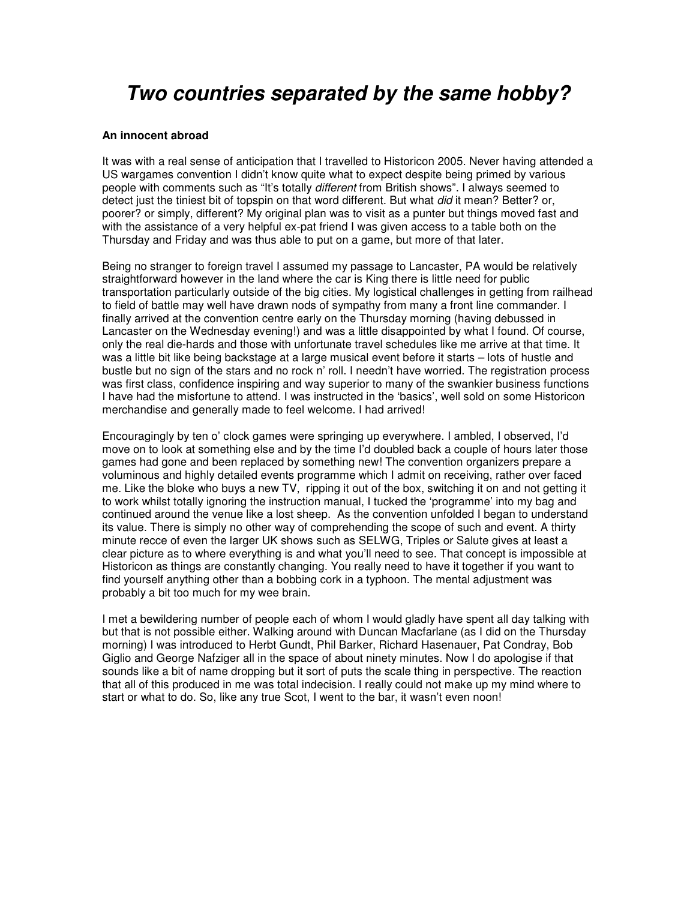# ***Two countries separated by the same hobby?***

**An innocent abroad**

It was with a real sense of anticipation that I travelled to Historicon 2005. Never having attended a US wargames convention I didn't know quite what to expect despite being primed by various people with comments such as "It's totally *different* from British shows". I always seemed to detect just the tiniest bit of topspin on that word different. But what *did* it mean? Better? or, poorer? or simply, different? My original plan was to visit as a punter but things moved fast and with the assistance of a very helpful ex-pat friend I was given access to a table both on the Thursday and Friday and was thus able to put on a game, but more of that later.

Being no stranger to foreign travel I assumed my passage to Lancaster, PA would be relatively straightforward however in the land where the car is King there is little need for public transportation particularly outside of the big cities. My logistical challenges in getting from railhead to field of battle may well have drawn nods of sympathy from many a front line commander. I finally arrived at the convention centre early on the Thursday morning (having debussed in Lancaster on the Wednesday evening!) and was a little disappointed by what I found. Of course, only the real die-hards and those with unfortunate travel schedules like me arrive at that time. It was a little bit like being backstage at a large musical event before it starts – lots of hustle and bustle but no sign of the stars and no rock n' roll. I needn't have worried. The registration process was first class, confidence inspiring and way superior to many of the swankier business functions I have had the misfortune to attend. I was instructed in the 'basics', well sold on some Historicon merchandise and generally made to feel welcome. I had arrived!

Encouragingly by ten o' clock games were springing up everywhere. I ambled, I observed, I'd move on to look at something else and by the time I'd doubled back a couple of hours later those games had gone and been replaced by something new! The convention organizers prepare a voluminous and highly detailed events programme which I admit on receiving, rather over faced me. Like the bloke who buys a new TV, ripping it out of the box, switching it on and not getting it to work whilst totally ignoring the instruction manual, I tucked the 'programme' into my bag and continued around the venue like a lost sheep. As the convention unfolded I began to understand its value. There is simply no other way of comprehending the scope of such and event. A thirty minute recce of even the larger UK shows such as SELWG, Triples or Salute gives at least a clear picture as to where everything is and what you'll need to see. That concept is impossible at Historicon as things are constantly changing. You really need to have it together if you want to find yourself anything other than a bobbing cork in a typhoon. The mental adjustment was probably a bit too much for my wee brain.

I met a bewildering number of people each of whom I would gladly have spent all day talking with but that is not possible either. Walking around with Duncan Macfarlane (as I did on the Thursday morning) I was introduced to Herbt Gundt, Phil Barker, Richard Hasenauer, Pat Condray, Bob Giglio and George Nafziger all in the space of about ninety minutes. Now I do apologise if that sounds like a bit of name dropping but it sort of puts the scale thing in perspective. The reaction that all of this produced in me was total indecision. I really could not make up my mind where to start or what to do. So, like any true Scot, I went to the bar, it wasn't even noon!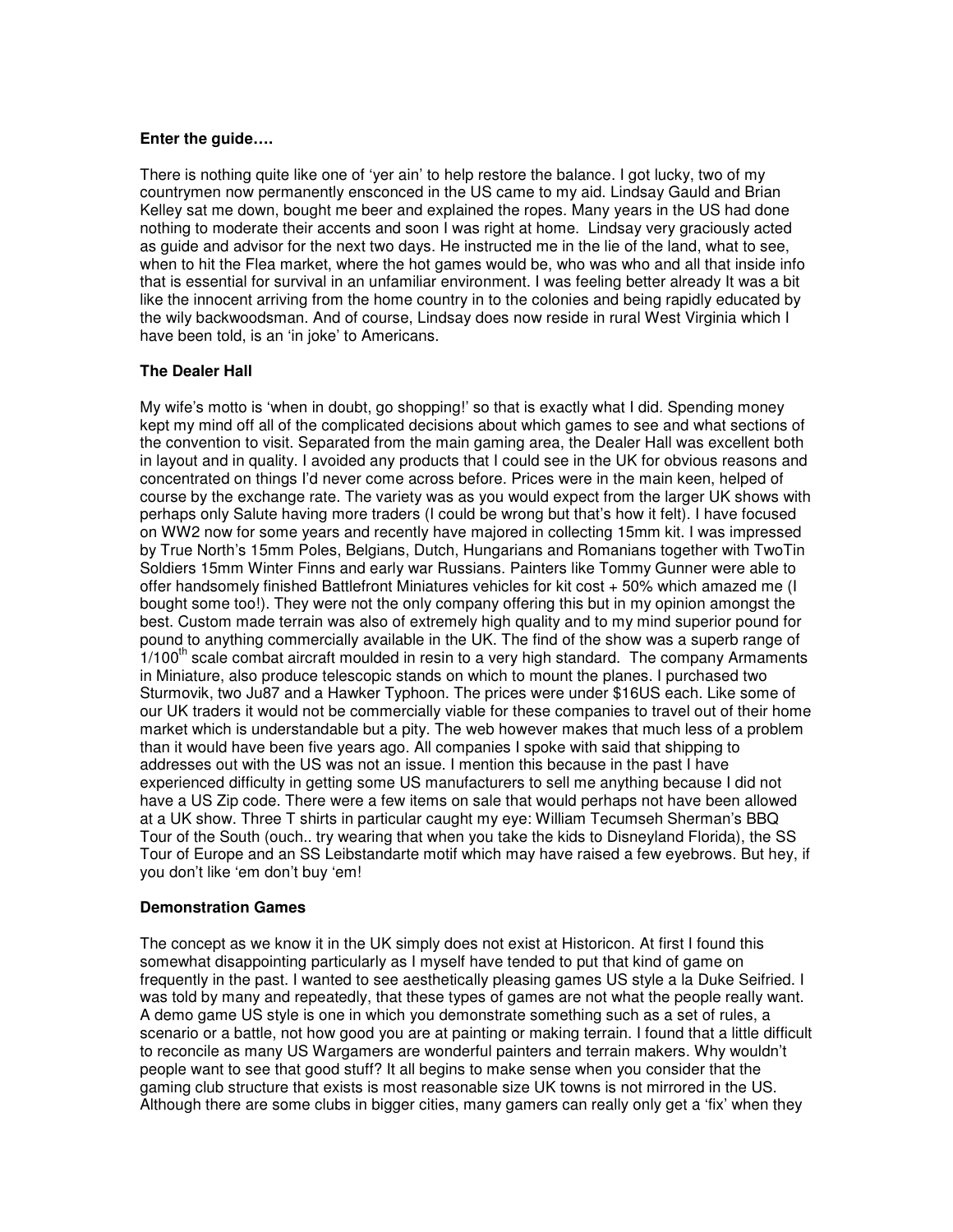**Enter the guide….**

There is nothing quite like one of 'yer ain' to help restore the balance. I got lucky, two of my countrymen now permanently ensconced in the US came to my aid. Lindsay Gauld and Brian Kelley sat me down, bought me beer and explained the ropes. Many years in the US had done nothing to moderate their accents and soon I was right at home. Lindsay very graciously acted as guide and advisor for the next two days. He instructed me in the lie of the land, what to see, when to hit the Flea market, where the hot games would be, who was who and all that inside info that is essential for survival in an unfamiliar environment. I was feeling better already It was a bit like the innocent arriving from the home country in to the colonies and being rapidly educated by the wily backwoodsman. And of course, Lindsay does now reside in rural West Virginia which I have been told, is an 'in joke' to Americans.

**The Dealer Hall**

My wife's motto is 'when in doubt, go shopping!' so that is exactly what I did. Spending money kept my mind off all of the complicated decisions about which games to see and what sections of the convention to visit. Separated from the main gaming area, the Dealer Hall was excellent both in layout and in quality. I avoided any products that I could see in the UK for obvious reasons and concentrated on things I'd never come across before. Prices were in the main keen, helped of course by the exchange rate. The variety was as you would expect from the larger UK shows with perhaps only Salute having more traders (I could be wrong but that's how it felt). I have focused on WW2 now for some years and recently have majored in collecting 15mm kit. I was impressed by True North's 15mm Poles, Belgians, Dutch, Hungarians and Romanians together with TwoTin Soldiers 15mm Winter Finns and early war Russians. Painters like Tommy Gunner were able to offer handsomely finished Battlefront Miniatures vehicles for kit cost + 50% which amazed me (I bought some too!). They were not the only company offering this but in my opinion amongst the best. Custom made terrain was also of extremely high quality and to my mind superior pound for pound to anything commercially available in the UK. The find of the show was a superb range of 1/100th scale combat aircraft moulded in resin to a very high standard. The company Armaments in Miniature, also produce telescopic stands on which to mount the planes. I purchased two Sturmovik, two Ju87 and a Hawker Typhoon. The prices were under $16US each. Like some of our UK traders it would not be commercially viable for these companies to travel out of their home market which is understandable but a pity. The web however makes that much less of a problem than it would have been five years ago. All companies I spoke with said that shipping to addresses out with the US was not an issue. I mention this because in the past I have experienced difficulty in getting some US manufacturers to sell me anything because I did not have a US Zip code. There were a few items on sale that would perhaps not have been allowed at a UK show. Three T shirts in particular caught my eye: William Tecumseh Sherman's BBQ Tour of the South (ouch.. try wearing that when you take the kids to Disneyland Florida), the SS Tour of Europe and an SS Leibstandarte motif which may have raised a few eyebrows. But hey, if you don't like 'em don't buy 'em!

**Demonstration Games**

The concept as we know it in the UK simply does not exist at Historicon. At first I found this somewhat disappointing particularly as I myself have tended to put that kind of game on frequently in the past. I wanted to see aesthetically pleasing games US style a la Duke Seifried. I was told by many and repeatedly, that these types of games are not what the people really want. A demo game US style is one in which you demonstrate something such as a set of rules, a scenario or a battle, not how good you are at painting or making terrain. I found that a little difficult to reconcile as many US Wargamers are wonderful painters and terrain makers. Why wouldn't people want to see that good stuff? It all begins to make sense when you consider that the gaming club structure that exists is most reasonable size UK towns is not mirrored in the US. Although there are some clubs in bigger cities, many gamers can really only get a 'fix' when they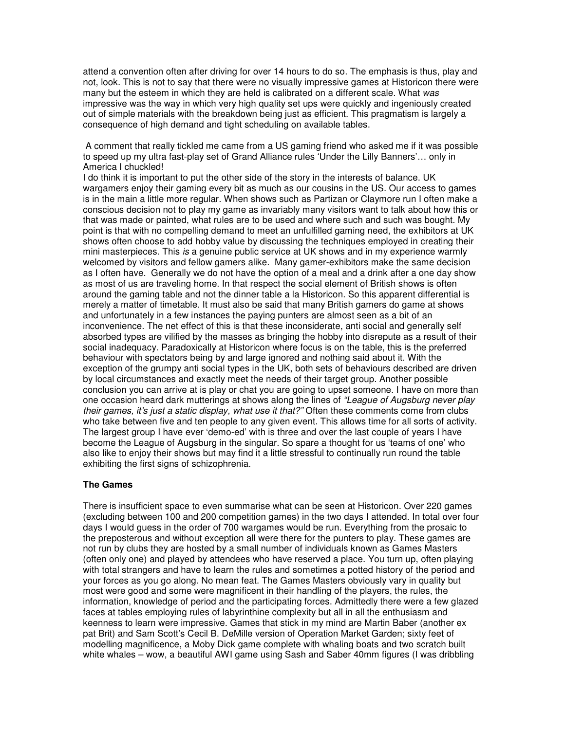attend a convention often after driving for over 14 hours to do so. The emphasis is thus, play and not, look. This is not to say that there were no visually impressive games at Historicon there were many but the esteem in which they are held is calibrated on a different scale. What *was* impressive was the way in which very high quality set ups were quickly and ingeniously created out of simple materials with the breakdown being just as efficient. This pragmatism is largely a consequence of high demand and tight scheduling on available tables.

A comment that really tickled me came from a US gaming friend who asked me if it was possible to speed up my ultra fast-play set of Grand Alliance rules 'Under the Lilly Banners'… only in America I chuckled!

I do think it is important to put the other side of the story in the interests of balance. UK wargamers enjoy their gaming every bit as much as our cousins in the US. Our access to games is in the main a little more regular. When shows such as Partizan or Claymore run I often make a conscious decision not to play my game as invariably many visitors want to talk about how this or that was made or painted, what rules are to be used and where such and such was bought. My point is that with no compelling demand to meet an unfulfilled gaming need, the exhibitors at UK shows often choose to add hobby value by discussing the techniques employed in creating their mini masterpieces. This *is* a genuine public service at UK shows and in my experience warmly welcomed by visitors and fellow gamers alike. Many gamer-exhibitors make the same decision as I often have. Generally we do not have the option of a meal and a drink after a one day show as most of us are traveling home. In that respect the social element of British shows is often around the gaming table and not the dinner table a la Historicon. So this apparent differential is merely a matter of timetable. It must also be said that many British gamers do game at shows and unfortunately in a few instances the paying punters are almost seen as a bit of an inconvenience. The net effect of this is that these inconsiderate, anti social and generally self absorbed types are vilified by the masses as bringing the hobby into disrepute as a result of their social inadequacy. Paradoxically at Historicon where focus is on the table, this is the preferred behaviour with spectators being by and large ignored and nothing said about it. With the exception of the grumpy anti social types in the UK, both sets of behaviours described are driven by local circumstances and exactly meet the needs of their target group. Another possible conclusion you can arrive at is play or chat you are going to upset someone. I have on more than one occasion heard dark mutterings at shows along the lines of *"League of Augsburg never play their games, it's just a static display, what use it that?"* Often these comments come from clubs who take between five and ten people to any given event. This allows time for all sorts of activity. The largest group I have ever 'demo-ed' with is three and over the last couple of years I have become the League of Augsburg in the singular. So spare a thought for us 'teams of one' who also like to enjoy their shows but may find it a little stressful to continually run round the table exhibiting the first signs of schizophrenia.

**The Games**

There is insufficient space to even summarise what can be seen at Historicon. Over 220 games (excluding between 100 and 200 competition games) in the two days I attended. In total over four days I would guess in the order of 700 wargames would be run. Everything from the prosaic to the preposterous and without exception all were there for the punters to play. These games are not run by clubs they are hosted by a small number of individuals known as Games Masters (often only one) and played by attendees who have reserved a place. You turn up, often playing with total strangers and have to learn the rules and sometimes a potted history of the period and your forces as you go along. No mean feat. The Games Masters obviously vary in quality but most were good and some were magnificent in their handling of the players, the rules, the information, knowledge of period and the participating forces. Admittedly there were a few glazed faces at tables employing rules of labyrinthine complexity but all in all the enthusiasm and keenness to learn were impressive. Games that stick in my mind are Martin Baber (another ex pat Brit) and Sam Scott's Cecil B. DeMille version of Operation Market Garden; sixty feet of modelling magnificence, a Moby Dick game complete with whaling boats and two scratch built white whales – wow, a beautiful AWI game using Sash and Saber 40mm figures (I was dribbling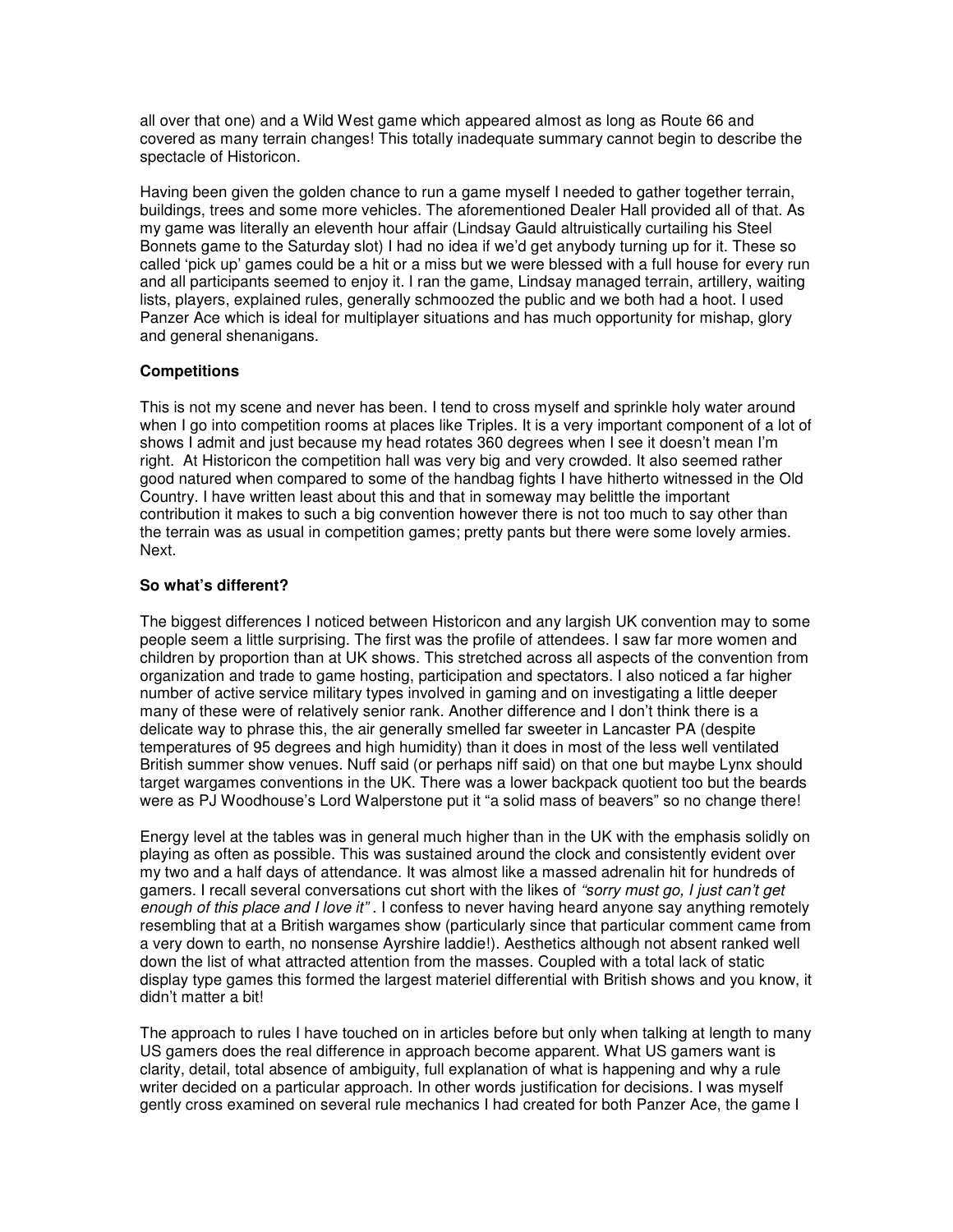all over that one) and a Wild West game which appeared almost as long as Route 66 and covered as many terrain changes! This totally inadequate summary cannot begin to describe the spectacle of Historicon.

Having been given the golden chance to run a game myself I needed to gather together terrain, buildings, trees and some more vehicles. The aforementioned Dealer Hall provided all of that. As my game was literally an eleventh hour affair (Lindsay Gauld altruistically curtailing his Steel Bonnets game to the Saturday slot) I had no idea if we'd get anybody turning up for it. These so called 'pick up' games could be a hit or a miss but we were blessed with a full house for every run and all participants seemed to enjoy it. I ran the game, Lindsay managed terrain, artillery, waiting lists, players, explained rules, generally schmoozed the public and we both had a hoot. I used Panzer Ace which is ideal for multiplayer situations and has much opportunity for mishap, glory and general shenanigans.

**Competitions**

This is not my scene and never has been. I tend to cross myself and sprinkle holy water around when I go into competition rooms at places like Triples. It is a very important component of a lot of shows I admit and just because my head rotates 360 degrees when I see it doesn't mean I'm right. At Historicon the competition hall was very big and very crowded. It also seemed rather good natured when compared to some of the handbag fights I have hitherto witnessed in the Old Country. I have written least about this and that in someway may belittle the important contribution it makes to such a big convention however there is not too much to say other than the terrain was as usual in competition games; pretty pants but there were some lovely armies. Next.

**So what's different?**

The biggest differences I noticed between Historicon and any largish UK convention may to some people seem a little surprising. The first was the profile of attendees. I saw far more women and children by proportion than at UK shows. This stretched across all aspects of the convention from organization and trade to game hosting, participation and spectators. I also noticed a far higher number of active service military types involved in gaming and on investigating a little deeper many of these were of relatively senior rank. Another difference and I don't think there is a delicate way to phrase this, the air generally smelled far sweeter in Lancaster PA (despite temperatures of 95 degrees and high humidity) than it does in most of the less well ventilated British summer show venues. Nuff said (or perhaps niff said) on that one but maybe Lynx should target wargames conventions in the UK. There was a lower backpack quotient too but the beards were as PJ Woodhouse's Lord Walperstone put it "a solid mass of beavers" so no change there!

Energy level at the tables was in general much higher than in the UK with the emphasis solidly on playing as often as possible. This was sustained around the clock and consistently evident over my two and a half days of attendance. It was almost like a massed adrenalin hit for hundreds of gamers. I recall several conversations cut short with the likes of *"sorry must go, I just can't get enough of this place and I love it"* . I confess to never having heard anyone say anything remotely resembling that at a British wargames show (particularly since that particular comment came from a very down to earth, no nonsense Ayrshire laddie!). Aesthetics although not absent ranked well down the list of what attracted attention from the masses. Coupled with a total lack of static display type games this formed the largest materiel differential with British shows and you know, it didn't matter a bit!

The approach to rules I have touched on in articles before but only when talking at length to many US gamers does the real difference in approach become apparent. What US gamers want is clarity, detail, total absence of ambiguity, full explanation of what is happening and why a rule writer decided on a particular approach. In other words justification for decisions. I was myself gently cross examined on several rule mechanics I had created for both Panzer Ace, the game I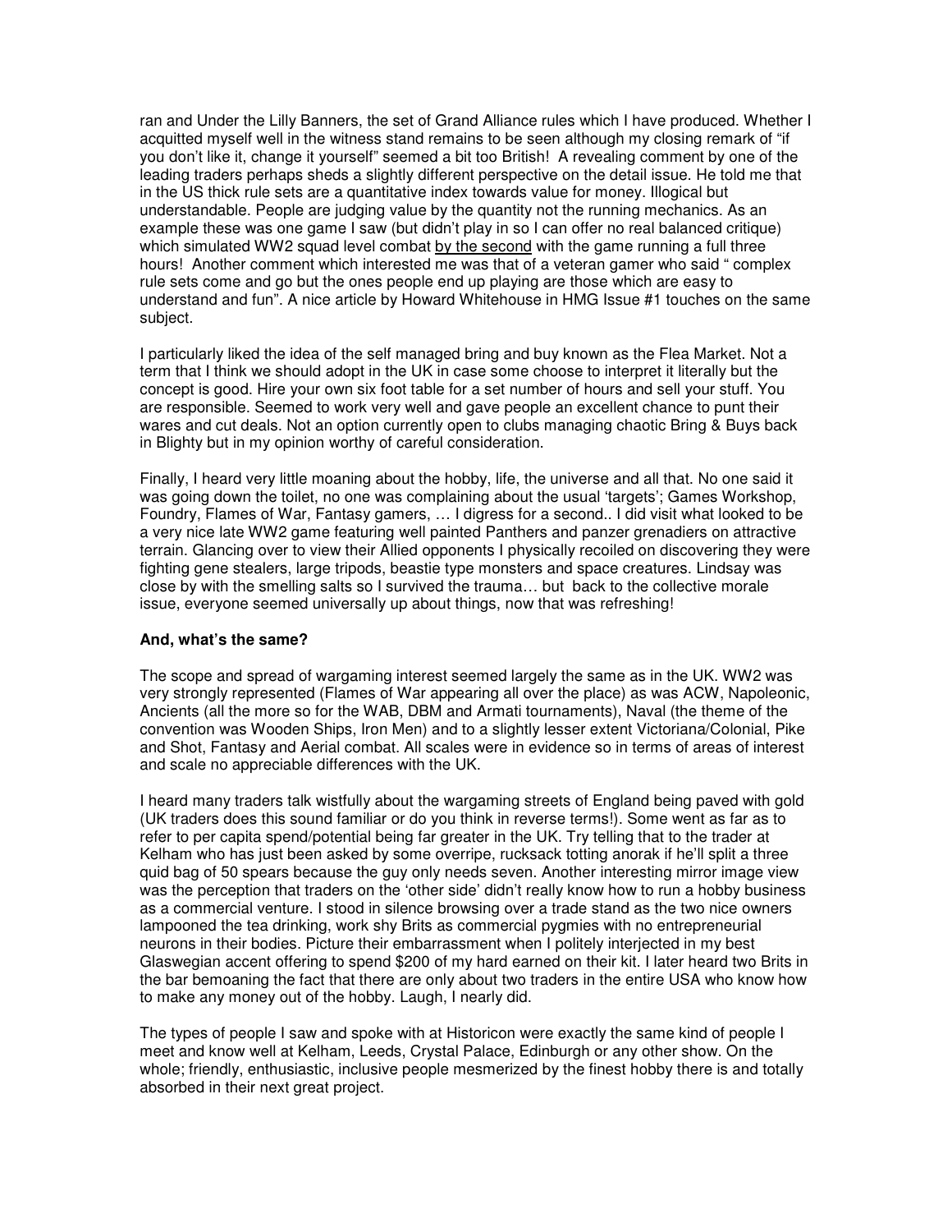ran and Under the Lilly Banners, the set of Grand Alliance rules which I have produced. Whether I acquitted myself well in the witness stand remains to be seen although my closing remark of "if you don't like it, change it yourself" seemed a bit too British! A revealing comment by one of the leading traders perhaps sheds a slightly different perspective on the detail issue. He told me that in the US thick rule sets are a quantitative index towards value for money. Illogical but understandable. People are judging value by the quantity not the running mechanics. As an example these was one game I saw (but didn't play in so I can offer no real balanced critique) which simulated WW2 squad level combat <u>by the second</u> with the game running a full three hours! Another comment which interested me was that of a veteran gamer who said " complex rule sets come and go but the ones people end up playing are those which are easy to understand and fun". A nice article by Howard Whitehouse in HMG Issue #1 touches on the same subject.

I particularly liked the idea of the self managed bring and buy known as the Flea Market. Not a term that I think we should adopt in the UK in case some choose to interpret it literally but the concept is good. Hire your own six foot table for a set number of hours and sell your stuff. You are responsible. Seemed to work very well and gave people an excellent chance to punt their wares and cut deals. Not an option currently open to clubs managing chaotic Bring & Buys back in Blighty but in my opinion worthy of careful consideration.

Finally, I heard very little moaning about the hobby, life, the universe and all that. No one said it was going down the toilet, no one was complaining about the usual 'targets'; Games Workshop, Foundry, Flames of War, Fantasy gamers, … I digress for a second.. I did visit what looked to be a very nice late WW2 game featuring well painted Panthers and panzer grenadiers on attractive terrain. Glancing over to view their Allied opponents I physically recoiled on discovering they were fighting gene stealers, large tripods, beastie type monsters and space creatures. Lindsay was close by with the smelling salts so I survived the trauma… but back to the collective morale issue, everyone seemed universally up about things, now that was refreshing!

**And, what's the same?**

The scope and spread of wargaming interest seemed largely the same as in the UK. WW2 was very strongly represented (Flames of War appearing all over the place) as was ACW, Napoleonic, Ancients (all the more so for the WAB, DBM and Armati tournaments), Naval (the theme of the convention was Wooden Ships, Iron Men) and to a slightly lesser extent Victoriana/Colonial, Pike and Shot, Fantasy and Aerial combat. All scales were in evidence so in terms of areas of interest and scale no appreciable differences with the UK.

I heard many traders talk wistfully about the wargaming streets of England being paved with gold (UK traders does this sound familiar or do you think in reverse terms!). Some went as far as to refer to per capita spend/potential being far greater in the UK. Try telling that to the trader at Kelham who has just been asked by some overripe, rucksack totting anorak if he'll split a three quid bag of 50 spears because the guy only needs seven. Another interesting mirror image view was the perception that traders on the 'other side' didn't really know how to run a hobby business as a commercial venture. I stood in silence browsing over a trade stand as the two nice owners lampooned the tea drinking, work shy Brits as commercial pygmies with no entrepreneurial neurons in their bodies. Picture their embarrassment when I politely interjected in my best Glaswegian accent offering to spend $200 of my hard earned on their kit. I later heard two Brits in the bar bemoaning the fact that there are only about two traders in the entire USA who know how to make any money out of the hobby. Laugh, I nearly did.

The types of people I saw and spoke with at Historicon were exactly the same kind of people I meet and know well at Kelham, Leeds, Crystal Palace, Edinburgh or any other show. On the whole; friendly, enthusiastic, inclusive people mesmerized by the finest hobby there is and totally absorbed in their next great project.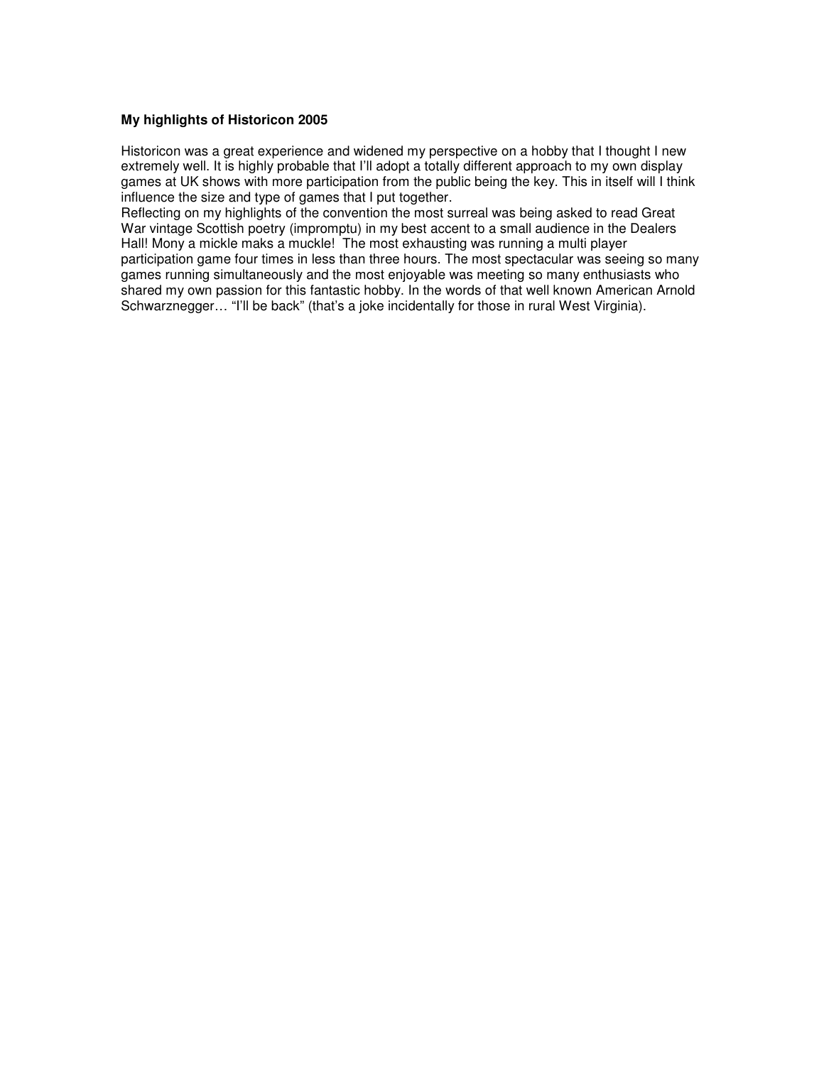**My highlights of Historicon 2005**

Historicon was a great experience and widened my perspective on a hobby that I thought I new extremely well. It is highly probable that I'll adopt a totally different approach to my own display games at UK shows with more participation from the public being the key. This in itself will I think influence the size and type of games that I put together.

Reflecting on my highlights of the convention the most surreal was being asked to read Great War vintage Scottish poetry (impromptu) in my best accent to a small audience in the Dealers Hall! Mony a mickle maks a muckle! The most exhausting was running a multi player participation game four times in less than three hours. The most spectacular was seeing so many games running simultaneously and the most enjoyable was meeting so many enthusiasts who shared my own passion for this fantastic hobby. In the words of that well known American Arnold Schwarznegger… "I'll be back" (that's a joke incidentally for those in rural West Virginia).